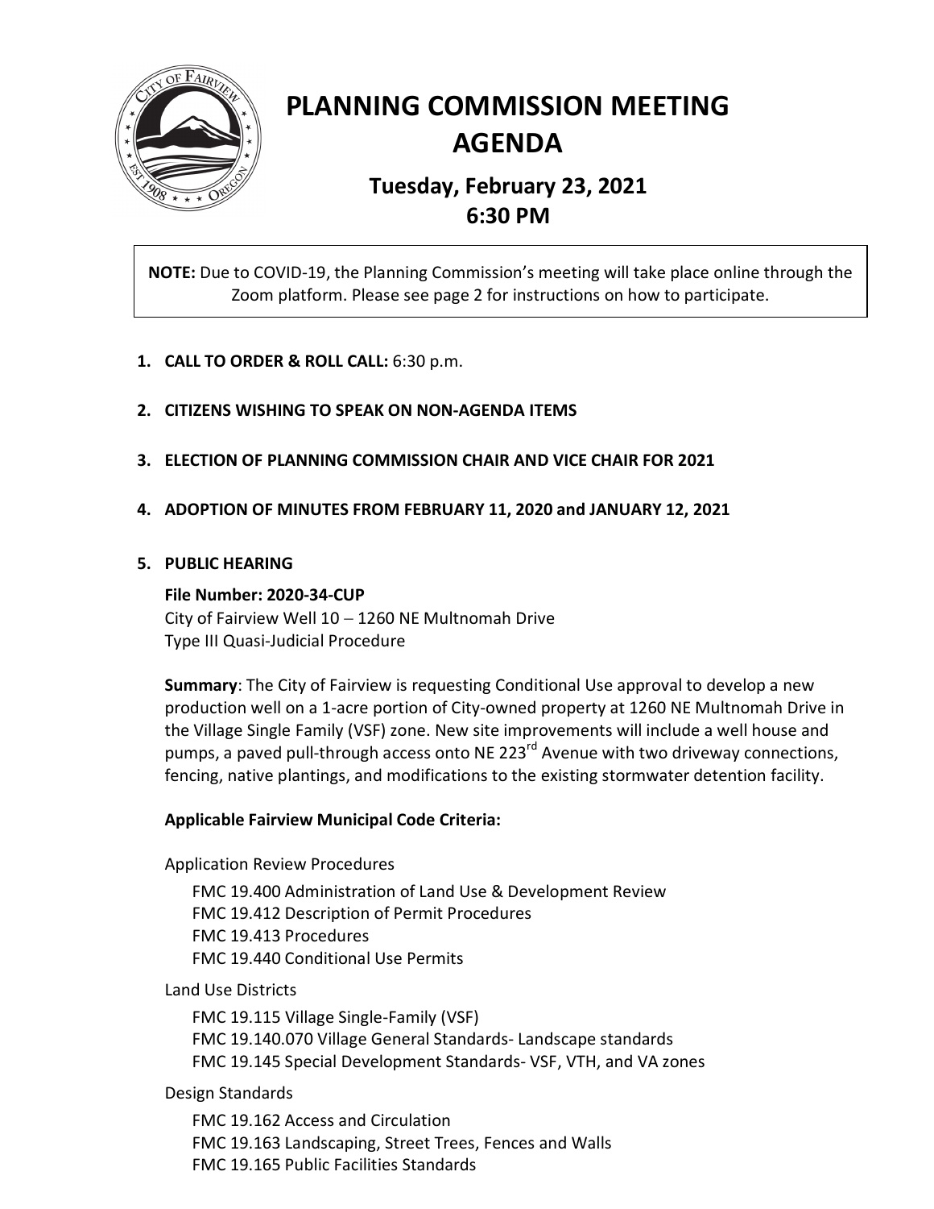# PLANNING COMMISSION MEETING AGENDA

## Tuesday, February 23, 2021
## 6:30 PM

**NOTE:** Due to COVID-19, the Planning Commission's meeting will take place online through the Zoom platform. Please see page 2 for instructions on how to participate.

1. **CALL TO ORDER & ROLL CALL:** 6:30 p.m.

2. **CITIZENS WISHING TO SPEAK ON NON-AGENDA ITEMS**

3. **ELECTION OF PLANNING COMMISSION CHAIR AND VICE CHAIR FOR 2021**

4. **ADOPTION OF MINUTES FROM FEBRUARY 11, 2020 and JANUARY 12, 2021**

5. **PUBLIC HEARING**

   **File Number: 2020-34-CUP**
   City of Fairview Well 10 – 1260 NE Multnomah Drive
   Type III Quasi-Judicial Procedure

   **Summary**: The City of Fairview is requesting Conditional Use approval to develop a new production well on a 1-acre portion of City-owned property at 1260 NE Multnomah Drive in the Village Single Family (VSF) zone. New site improvements will include a well house and pumps, a paved pull-through access onto NE 223rd Avenue with two driveway connections, fencing, native plantings, and modifications to the existing stormwater detention facility.

   **Applicable Fairview Municipal Code Criteria:**

   Application Review Procedures

   - FMC 19.400 Administration of Land Use & Development Review
   - FMC 19.412 Description of Permit Procedures
   - FMC 19.413 Procedures
   - FMC 19.440 Conditional Use Permits

   Land Use Districts

   - FMC 19.115 Village Single-Family (VSF)
   - FMC 19.140.070 Village General Standards- Landscape standards
   - FMC 19.145 Special Development Standards- VSF, VTH, and VA zones

   Design Standards

   - FMC 19.162 Access and Circulation
   - FMC 19.163 Landscaping, Street Trees, Fences and Walls
   - FMC 19.165 Public Facilities Standards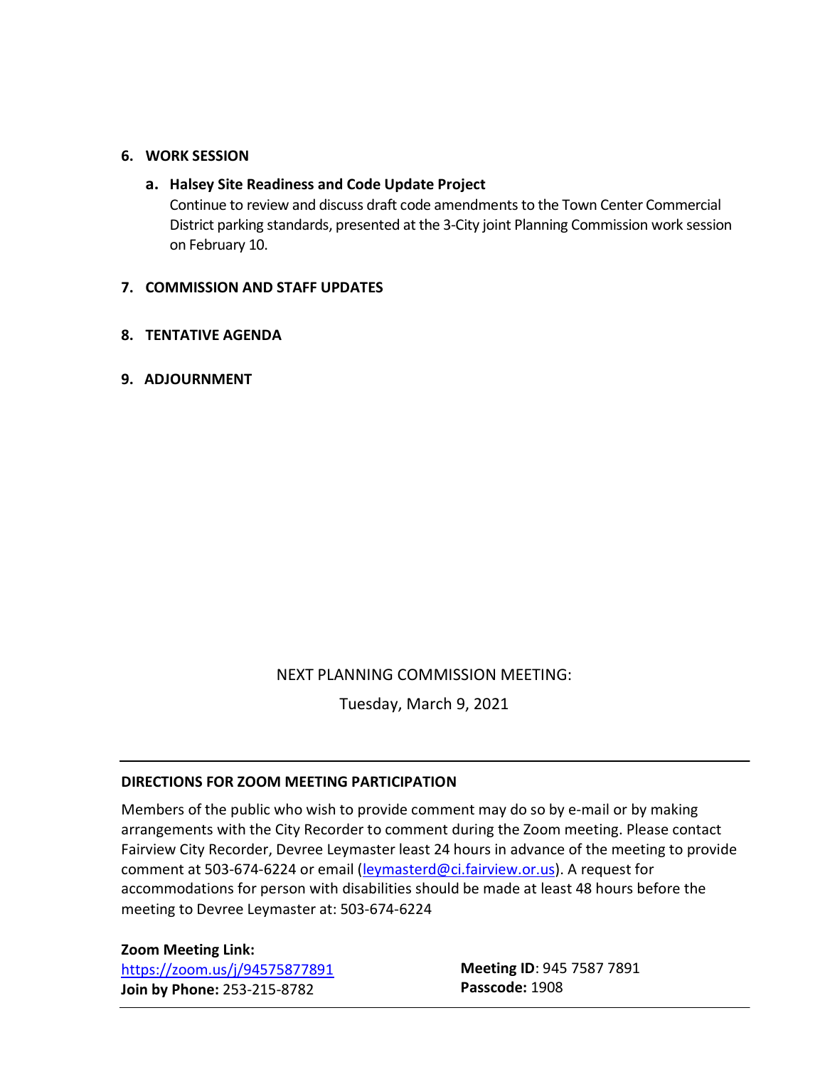6. **WORK SESSION**

   a. **Halsey Site Readiness and Code Update Project**
   Continue to review and discuss draft code amendments to the Town Center Commercial District parking standards, presented at the 3-City joint Planning Commission work session on February 10.

7. **COMMISSION AND STAFF UPDATES**

8. **TENTATIVE AGENDA**

9. **ADJOURNMENT**

NEXT PLANNING COMMISSION MEETING:

Tuesday, March 9, 2021

---

**DIRECTIONS FOR ZOOM MEETING PARTICIPATION**

Members of the public who wish to provide comment may do so by e-mail or by making arrangements with the City Recorder to comment during the Zoom meeting. Please contact Fairview City Recorder, Devree Leymaster least 24 hours in advance of the meeting to provide comment at 503-674-6224 or email (leymasterd@ci.fairview.or.us). A request for accommodations for person with disabilities should be made at least 48 hours before the meeting to Devree Leymaster at: 503-674-6224

**Zoom Meeting Link:**
https://zoom.us/j/94575877891
**Join by Phone:** 253-215-8782

**Meeting ID**: 945 7587 7891
**Passcode:** 1908